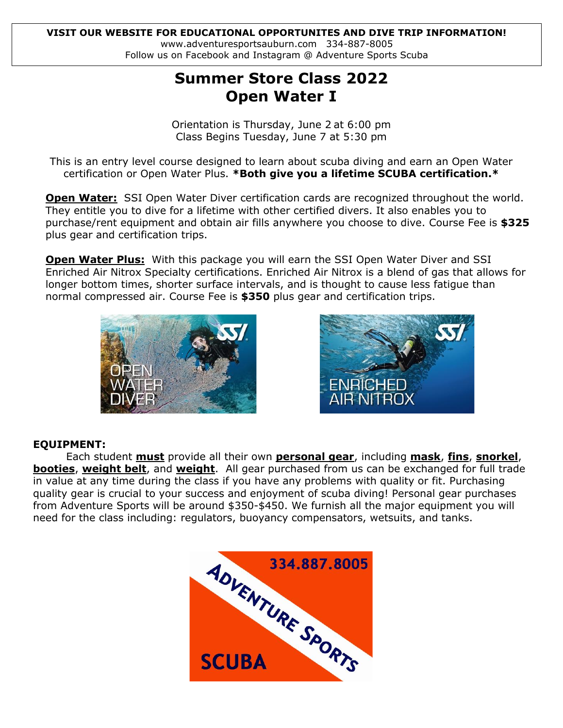**VISIT OUR WEBSITE FOR EDUCATIONAL OPPORTUNITES AND DIVE TRIP INFORMATION!**
www.adventuresportsauburn.com 334-887-8005
Follow us on Facebook and Instagram @ Adventure Sports Scuba

# Summer Store Class 2022
# Open Water I

Orientation is Thursday, June 2 at 6:00 pm
Class Begins Tuesday, June 7 at 5:30 pm

This is an entry level course designed to learn about scuba diving and earn an Open Water certification or Open Water Plus. ***Both give you a lifetime SCUBA certification.***

**Open Water:** SSI Open Water Diver certification cards are recognized throughout the world. They entitle you to dive for a lifetime with other certified divers. It also enables you to purchase/rent equipment and obtain air fills anywhere you choose to dive. Course Fee is **$325** plus gear and certification trips.

**Open Water Plus:** With this package you will earn the SSI Open Water Diver and SSI Enriched Air Nitrox Specialty certifications. Enriched Air Nitrox is a blend of gas that allows for longer bottom times, shorter surface intervals, and is thought to cause less fatigue than normal compressed air. Course Fee is **$350** plus gear and certification trips.

**EQUIPMENT:**

Each student **must** provide all their own **personal gear**, including **mask**, **fins**, **snorkel**, **booties**, **weight belt**, and **weight**. All gear purchased from us can be exchanged for full trade in value at any time during the class if you have any problems with quality or fit. Purchasing quality gear is crucial to your success and enjoyment of scuba diving! Personal gear purchases from Adventure Sports will be around $350-$450. We furnish all the major equipment you will need for the class including: regulators, buoyancy compensators, wetsuits, and tanks.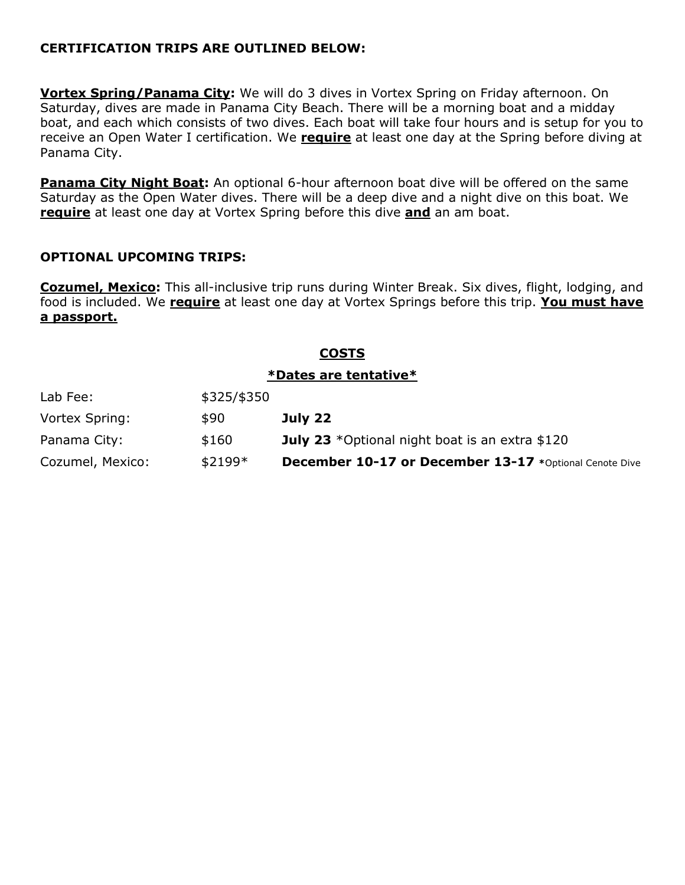**CERTIFICATION TRIPS ARE OUTLINED BELOW:**

**Vortex Spring/Panama City:** We will do 3 dives in Vortex Spring on Friday afternoon. On Saturday, dives are made in Panama City Beach. There will be a morning boat and a midday boat, and each which consists of two dives. Each boat will take four hours and is setup for you to receive an Open Water I certification. We **require** at least one day at the Spring before diving at Panama City.

**Panama City Night Boat:** An optional 6-hour afternoon boat dive will be offered on the same Saturday as the Open Water dives. There will be a deep dive and a night dive on this boat. We **require** at least one day at Vortex Spring before this dive **and** an am boat.

**OPTIONAL UPCOMING TRIPS:**

**Cozumel, Mexico:** This all-inclusive trip runs during Winter Break. Six dives, flight, lodging, and food is included. We **require** at least one day at Vortex Springs before this trip. **You must have a passport.**

**COSTS**

***Dates are tentative***

| | | |
|---|---|---|
| Lab Fee: | $325/$350 | |
| Vortex Spring: | $90 | **July 22** |
| Panama City: | $160 | **July 23** *Optional night boat is an extra $120 |
| Cozumel, Mexico: | $2199* | **December 10-17 or December 13-17** *Optional Cenote Dive |